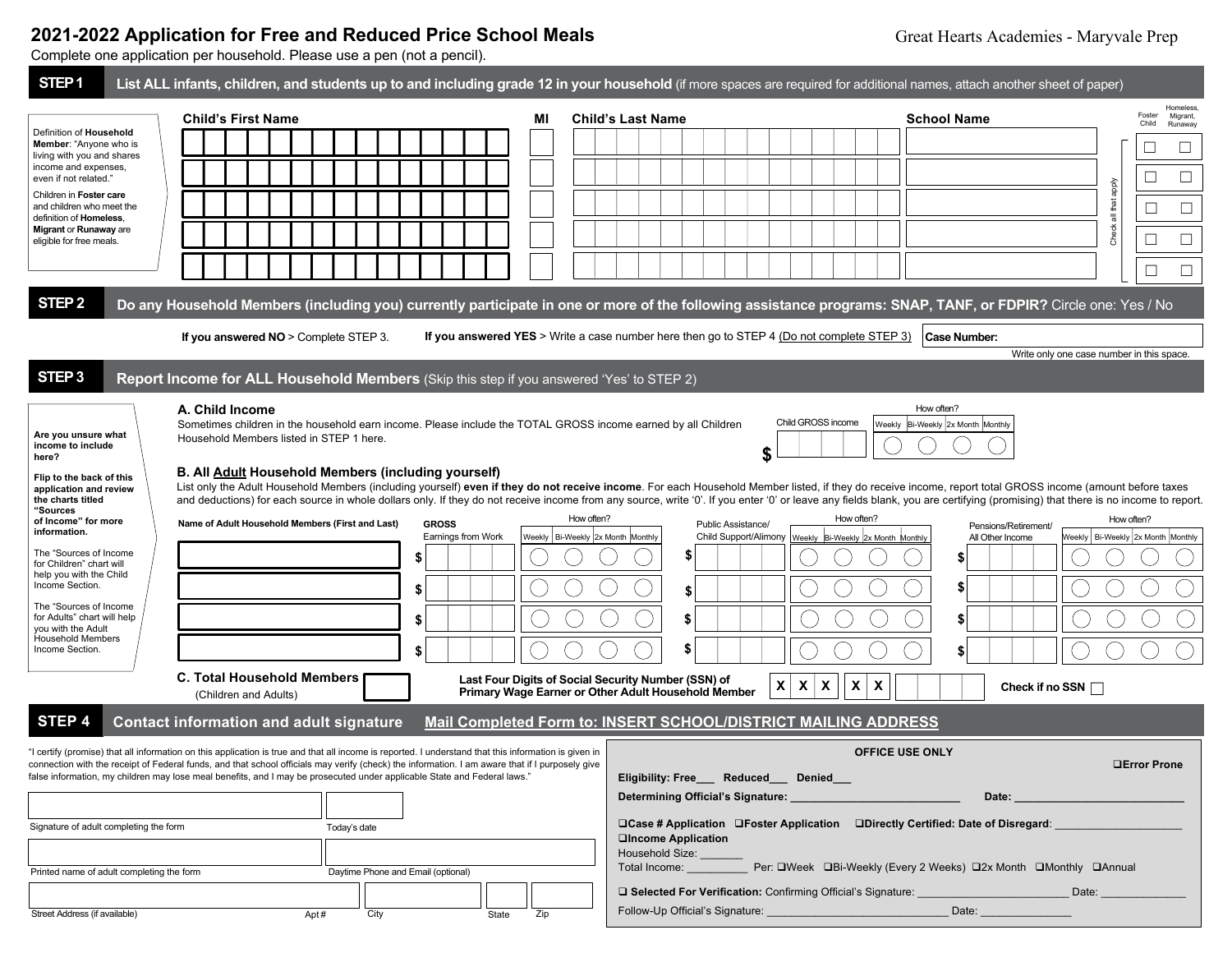# 2021-2022 Application for Free and Reduced Price School Meals

Great Hearts Academies - Maryvale Prep

Complete one application per household. Please use a pen (not a pencil).

## STEP 1 List ALL infants, children, and students up to and including grade 12 in your household (if more spaces are required for additional names, attach another sheet of paper)

Definition of **Household Member**: "Anyone who is living with you and shares income and expenses, even if not related."

Children in **Foster care** and children who meet the definition of **Homeless**, **Migrant** or **Runaway** are eligible for free meals.

| Child's First Name | MI | Child's Last Name | School Name | Foster Child | Homeless, Migrant, Runaway |
|---|---|---|---|---|---|
| | | | | ☐ | ☐ |
| | | | | ☐ | ☐ |
| | | | | ☐ | ☐ |
| | | | | ☐ | ☐ |
| | | | | ☐ | ☐ |

Check all that apply

## STEP 2 Do any Household Members (including you) currently participate in one or more of the following assistance programs: SNAP, TANF, or FDPIR? Circle one: Yes / No

**If you answered NO** > Complete STEP 3.

**If you answered YES** > Write a case number here then go to STEP 4 (Do not complete STEP 3)

**Case Number:**

Write only one case number in this space.

## STEP 3 Report Income for ALL Household Members (Skip this step if you answered 'Yes' to STEP 2)

**Are you unsure what income to include here?**

**Flip to the back of this application and review the charts titled "Sources of Income" for more information.**

The "Sources of Income for Children" chart will help you with the Child Income Section.

The "Sources of Income for Adults" chart will help you with the Adult Household Members Income Section.

### A. Child Income

Sometimes children in the household earn income. Please include the TOTAL GROSS income earned by all Children Household Members listed in STEP 1 here.

Child GROSS income $ ______

How often? ◯ Weekly ◯ Bi-Weekly ◯ 2x Month ◯ Monthly

### B. All Adult Household Members (including yourself)

List only the Adult Household Members (including yourself) **even if they do not receive income**. For each Household Member listed, if they do receive income, report total GROSS income (amount before taxes and deductions) for each source in whole dollars only. If they do not receive income from any source, write '0'. If you enter '0' or leave any fields blank, you are certifying (promising) that there is no income to report.

| Name of Adult Household Members (First and Last) | GROSS Earnings from Work | How often? (Weekly / Bi-Weekly / 2x Month / Monthly) | Public Assistance/ Child Support/Alimony | How often? (Weekly / Bi-Weekly / 2x Month / Monthly) | Pensions/Retirement/ All Other Income | How often? (Weekly / Bi-Weekly / 2x Month / Monthly) |
|---|---|---|---|---|---|---|
| | $ | ◯ ◯ ◯ ◯ | $ | ◯ ◯ ◯ ◯ | $ | ◯ ◯ ◯ ◯ |
| | $ | ◯ ◯ ◯ ◯ | $ | ◯ ◯ ◯ ◯ | $ | ◯ ◯ ◯ ◯ |
| | $ | ◯ ◯ ◯ ◯ | $ | ◯ ◯ ◯ ◯ | $ | ◯ ◯ ◯ ◯ |
| | $ | ◯ ◯ ◯ ◯ | $ | ◯ ◯ ◯ ◯ | $ | ◯ ◯ ◯ ◯ |

### C. Total Household Members (Children and Adults)

**Last Four Digits of Social Security Number (SSN) of Primary Wage Earner or Other Adult Household Member** X X X - X X - ____

**Check if no SSN** ☐

## STEP 4 Contact information and adult signature

**Mail Completed Form to: INSERT SCHOOL/DISTRICT MAILING ADDRESS**

"I certify (promise) that all information on this application is true and that all income is reported. I understand that this information is given in connection with the receipt of Federal funds, and that school officials may verify (check) the information. I am aware that if I purposely give false information, my children may lose meal benefits, and I may be prosecuted under applicable State and Federal laws."

Signature of adult completing the form ______ Today's date ______

Printed name of adult completing the form ______ Daytime Phone and Email (optional) ______

Street Address (if available) ______ Apt # ______ City ______ State ______ Zip ______

**OFFICE USE ONLY**

❑**Error Prone**

**Eligibility: Free___ Reduced___ Denied___**

**Determining Official's Signature:** ______________________________ **Date:** ____________________________

❑**Case # Application** ❑**Foster Application** ❑**Directly Certified: Date of Disregard**: ______________________

❑**Income Application**

Household Size: _______

Total Income: __________ Per: ❑Week ❑Bi-Weekly (Every 2 Weeks) ❑2x Month ❑Monthly ❑Annual

❑ **Selected For Verification:** Confirming Official's Signature: _________________________ Date: ______________

Follow-Up Official's Signature: ______________________________ Date: _______________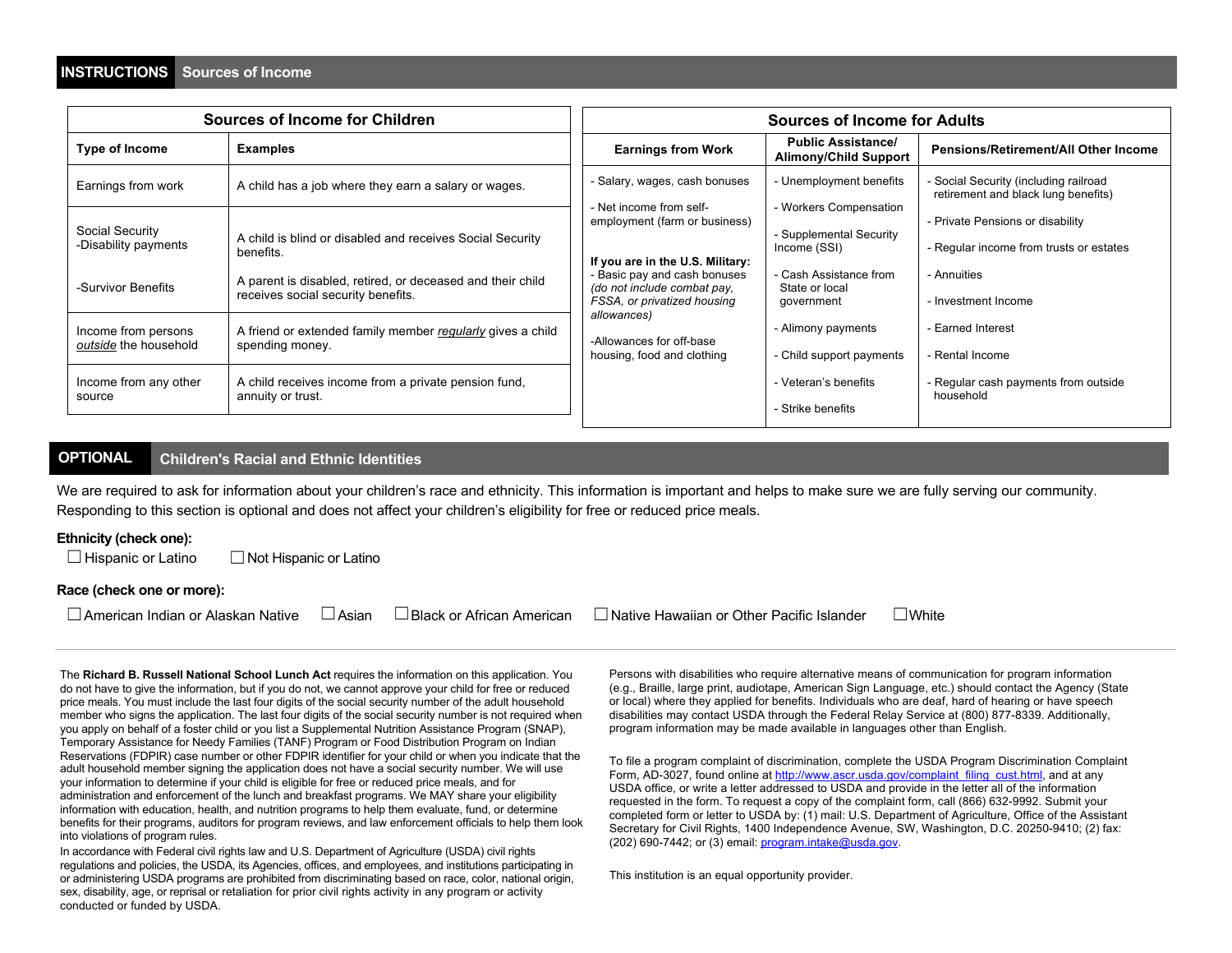## INSTRUCTIONS Sources of Income

### Sources of Income for Children

| Type of Income | Examples |
|---|---|
| Earnings from work | A child has a job where they earn a salary or wages. |
| Social Security<br>-Disability payments<br><br>-Survivor Benefits | A child is blind or disabled and receives Social Security benefits.<br><br>A parent is disabled, retired, or deceased and their child receives social security benefits. |
| Income from persons *outside* the household | A friend or extended family member *regularly* gives a child spending money. |
| Income from any other source | A child receives income from a private pension fund, annuity or trust. |

### Sources of Income for Adults

| Earnings from Work | Public Assistance/ Alimony/Child Support | Pensions/Retirement/All Other Income |
|---|---|---|
| - Salary, wages, cash bonuses<br><br>- Net income from self-employment (farm or business)<br><br>**If you are in the U.S. Military:**<br>- Basic pay and cash bonuses *(do not include combat pay, FSSA, or privatized housing allowances)*<br><br>-Allowances for off-base housing, food and clothing | - Unemployment benefits<br><br>- Workers Compensation<br><br>- Supplemental Security Income (SSI)<br><br>- Cash Assistance from State or local government<br><br>- Alimony payments<br><br>- Child support payments<br><br>- Veteran's benefits<br><br>- Strike benefits | - Social Security (including railroad retirement and black lung benefits)<br><br>- Private Pensions or disability<br><br>- Regular income from trusts or estates<br><br>- Annuities<br><br>- Investment Income<br><br>- Earned Interest<br><br>- Rental Income<br><br>- Regular cash payments from outside household |

## OPTIONAL Children's Racial and Ethnic Identities

We are required to ask for information about your children's race and ethnicity. This information is important and helps to make sure we are fully serving our community. Responding to this section is optional and does not affect your children's eligibility for free or reduced price meals.

**Ethnicity (check one):**

☐ Hispanic or Latino ☐ Not Hispanic or Latino

**Race (check one or more):**

☐ American Indian or Alaskan Native ☐ Asian ☐ Black or African American ☐ Native Hawaiian or Other Pacific Islander ☐ White

---

The **Richard B. Russell National School Lunch Act** requires the information on this application. You do not have to give the information, but if you do not, we cannot approve your child for free or reduced price meals. You must include the last four digits of the social security number of the adult household member who signs the application. The last four digits of the social security number is not required when you apply on behalf of a foster child or you list a Supplemental Nutrition Assistance Program (SNAP), Temporary Assistance for Needy Families (TANF) Program or Food Distribution Program on Indian Reservations (FDPIR) case number or other FDPIR identifier for your child or when you indicate that the adult household member signing the application does not have a social security number. We will use your information to determine if your child is eligible for free or reduced price meals, and for administration and enforcement of the lunch and breakfast programs. We MAY share your eligibility information with education, health, and nutrition programs to help them evaluate, fund, or determine benefits for their programs, auditors for program reviews, and law enforcement officials to help them look into violations of program rules.

In accordance with Federal civil rights law and U.S. Department of Agriculture (USDA) civil rights regulations and policies, the USDA, its Agencies, offices, and employees, and institutions participating in or administering USDA programs are prohibited from discriminating based on race, color, national origin, sex, disability, age, or reprisal or retaliation for prior civil rights activity in any program or activity conducted or funded by USDA.

Persons with disabilities who require alternative means of communication for program information (e.g., Braille, large print, audiotape, American Sign Language, etc.) should contact the Agency (State or local) where they applied for benefits. Individuals who are deaf, hard of hearing or have speech disabilities may contact USDA through the Federal Relay Service at (800) 877-8339. Additionally, program information may be made available in languages other than English.

To file a program complaint of discrimination, complete the USDA Program Discrimination Complaint Form, AD-3027, found online at http://www.ascr.usda.gov/complaint_filing_cust.html, and at any USDA office, or write a letter addressed to USDA and provide in the letter all of the information requested in the form. To request a copy of the complaint form, call (866) 632-9992. Submit your completed form or letter to USDA by: (1) mail: U.S. Department of Agriculture, Office of the Assistant Secretary for Civil Rights, 1400 Independence Avenue, SW, Washington, D.C. 20250-9410; (2) fax: (202) 690-7442; or (3) email: program.intake@usda.gov.

This institution is an equal opportunity provider.